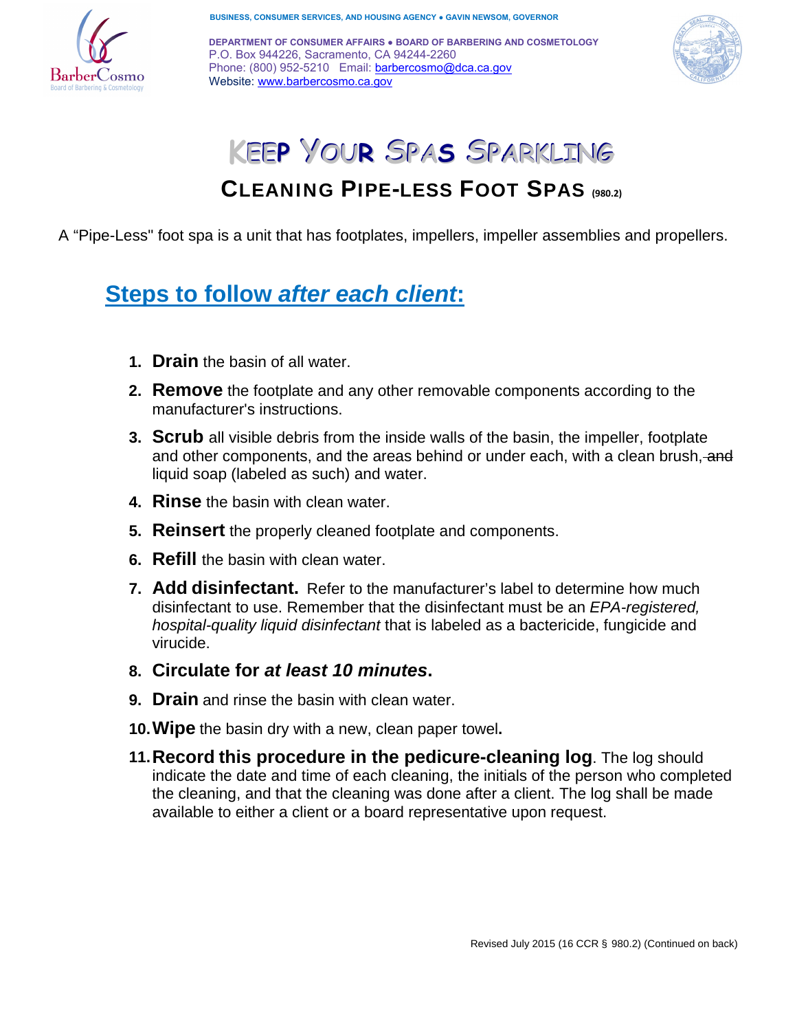BUSINESS, CONSUMER SERVICES, AND HOUSING AGENCY • GAVIN NEWSOM, GOVERNOR

DEPARTMENT OF CONSUMER AFFAIRS • BOARD OF BARBERING AND COSMETOLOGY
P.O. Box 944226, Sacramento, CA 94244-2260
Phone: (800) 952-5210 Email: barbercosmo@dca.ca.gov
Website: www.barbercosmo.ca.gov

# KEEP YOUR SPAS SPARKLING

## CLEANING PIPE-LESS FOOT SPAS (980.2)

A "Pipe-Less" foot spa is a unit that has footplates, impellers, impeller assemblies and propellers.

## Steps to follow *after each client*:

1. **Drain** the basin of all water.
2. **Remove** the footplate and any other removable components according to the manufacturer's instructions.
3. **Scrub** all visible debris from the inside walls of the basin, the impeller, footplate and other components, and the areas behind or under each, with a clean brush, ~~and~~ liquid soap (labeled as such) and water.
4. **Rinse** the basin with clean water.
5. **Reinsert** the properly cleaned footplate and components.
6. **Refill** the basin with clean water.
7. **Add disinfectant.** Refer to the manufacturer's label to determine how much disinfectant to use. Remember that the disinfectant must be an *EPA-registered, hospital-quality liquid disinfectant* that is labeled as a bactericide, fungicide and virucide.
8. **Circulate for *at least 10 minutes*.**
9. **Drain** and rinse the basin with clean water.
10. **Wipe** the basin dry with a new, clean paper towel**.**
11. **Record this procedure in the pedicure-cleaning log**. The log should indicate the date and time of each cleaning, the initials of the person who completed the cleaning, and that the cleaning was done after a client. The log shall be made available to either a client or a board representative upon request.

Revised July 2015 (16 CCR § 980.2) (Continued on back)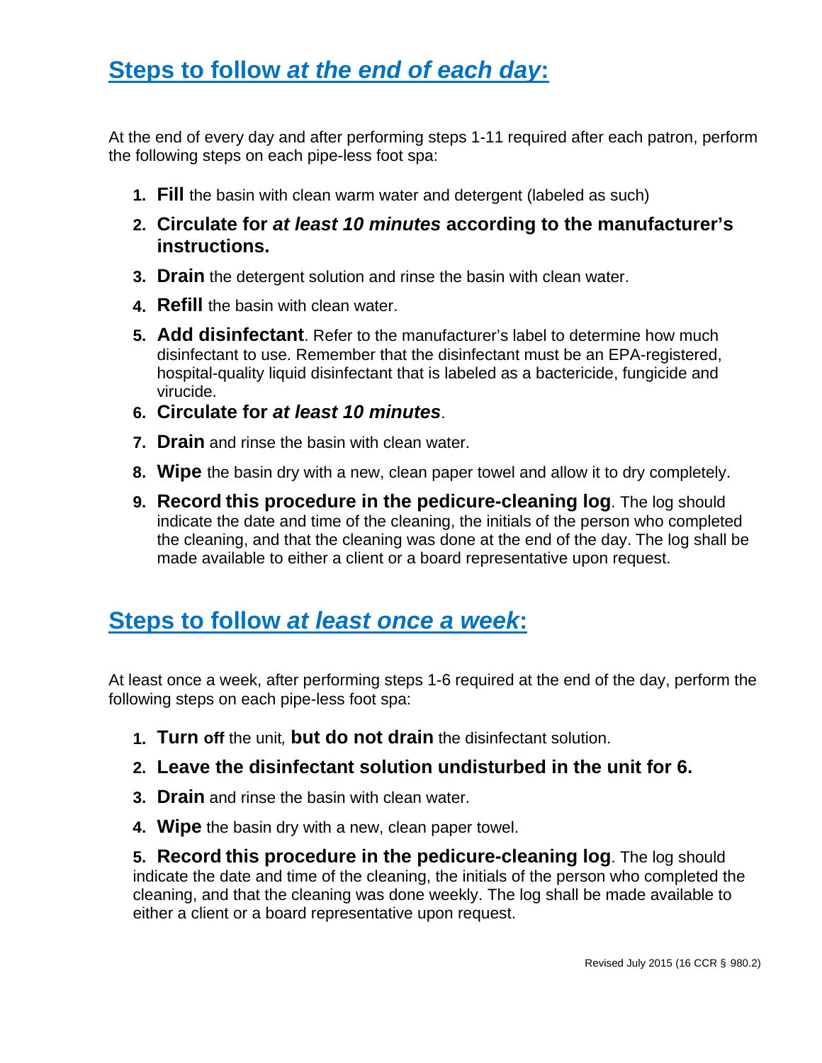## Steps to follow *at the end of each day*:

At the end of every day and after performing steps 1-11 required after each patron, perform the following steps on each pipe-less foot spa:

1. **Fill** the basin with clean warm water and detergent (labeled as such)
2. **Circulate for *at least 10 minutes* according to the manufacturer's instructions.**
3. **Drain** the detergent solution and rinse the basin with clean water.
4. **Refill** the basin with clean water.
5. **Add disinfectant**. Refer to the manufacturer's label to determine how much disinfectant to use. Remember that the disinfectant must be an EPA-registered, hospital-quality liquid disinfectant that is labeled as a bactericide, fungicide and virucide.
6. **Circulate for *at least 10 minutes***.
7. **Drain** and rinse the basin with clean water.
8. **Wipe** the basin dry with a new, clean paper towel and allow it to dry completely.
9. **Record this procedure in the pedicure-cleaning log**. The log should indicate the date and time of the cleaning, the initials of the person who completed the cleaning, and that the cleaning was done at the end of the day. The log shall be made available to either a client or a board representative upon request.

## Steps to follow *at least once a week*:

At least once a week, after performing steps 1-6 required at the end of the day, perform the following steps on each pipe-less foot spa:

1. **Turn off** the unit, **but do not drain** the disinfectant solution.
2. **Leave the disinfectant solution undisturbed in the unit for 6.**
3. **Drain** and rinse the basin with clean water.
4. **Wipe** the basin dry with a new, clean paper towel.
5. **Record this procedure in the pedicure-cleaning log**. The log should indicate the date and time of the cleaning, the initials of the person who completed the cleaning, and that the cleaning was done weekly. The log shall be made available to either a client or a board representative upon request.

Revised July 2015 (16 CCR § 980.2)